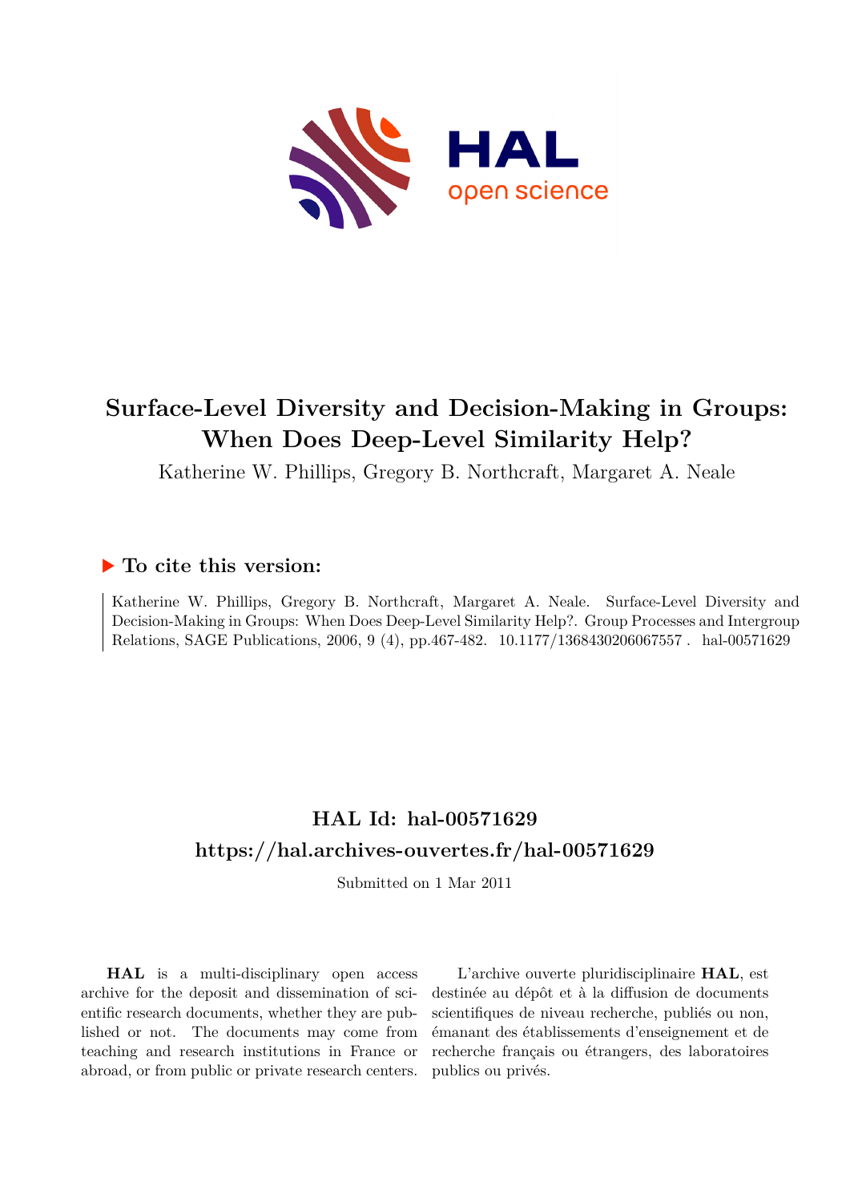# Surface-Level Diversity and Decision-Making in Groups: When Does Deep-Level Similarity Help?

Katherine W. Phillips, Gregory B. Northcraft, Margaret A. Neale

## ▶ To cite this version:

Katherine W. Phillips, Gregory B. Northcraft, Margaret A. Neale. Surface-Level Diversity and Decision-Making in Groups: When Does Deep-Level Similarity Help?. Group Processes and Intergroup Relations, SAGE Publications, 2006, 9 (4), pp.467-482. 10.1177/1368430206067557 . hal-00571629

## HAL Id: hal-00571629
## https://hal.archives-ouvertes.fr/hal-00571629

Submitted on 1 Mar 2011

**HAL** is a multi-disciplinary open access archive for the deposit and dissemination of scientific research documents, whether they are published or not. The documents may come from teaching and research institutions in France or abroad, or from public or private research centers.

L'archive ouverte pluridisciplinaire **HAL**, est destinée au dépôt et à la diffusion de documents scientifiques de niveau recherche, publiés ou non, émanant des établissements d'enseignement et de recherche français ou étrangers, des laboratoires publics ou privés.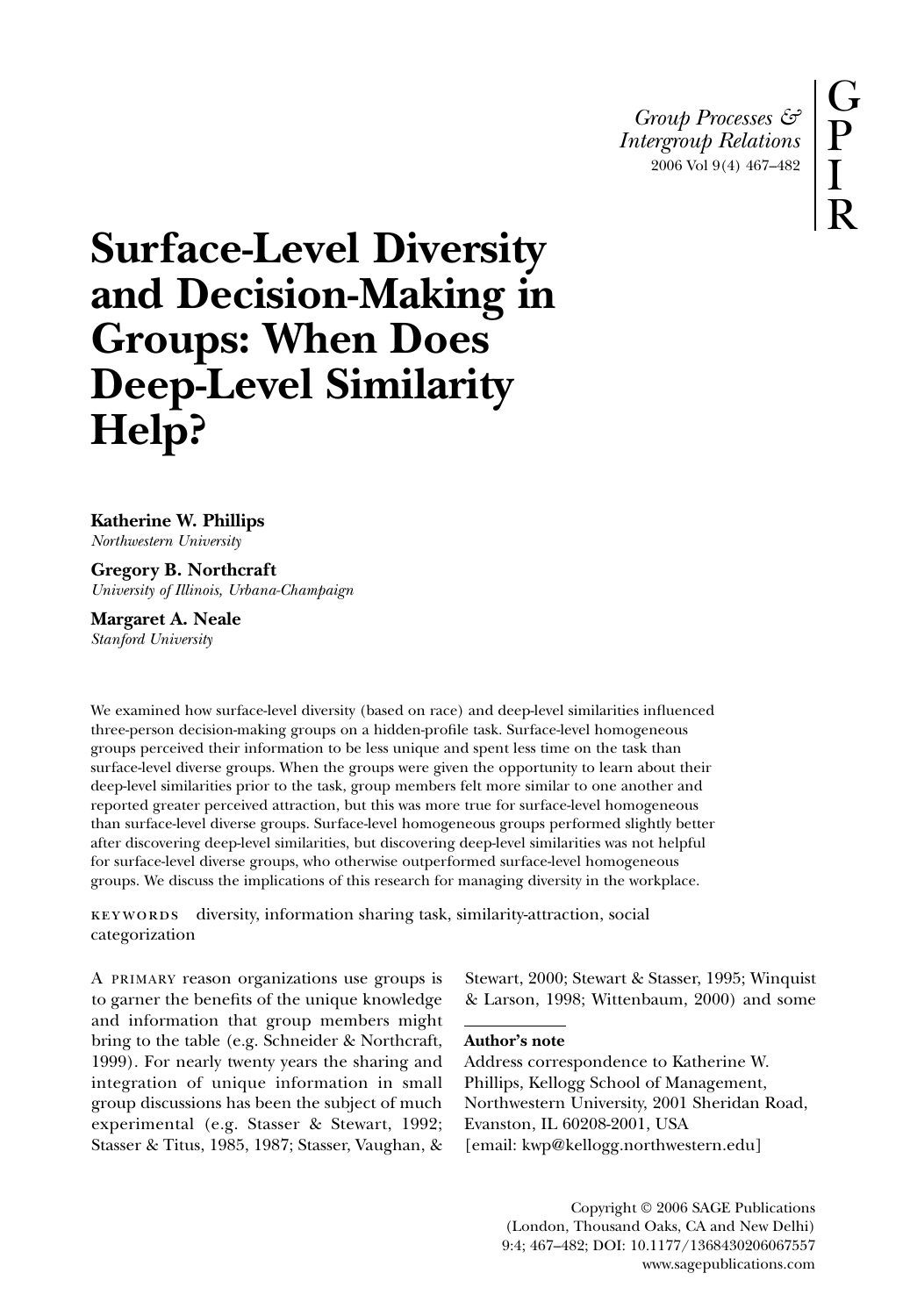# Surface-Level Diversity and Decision-Making in Groups: When Does Deep-Level Similarity Help?

**Katherine W. Phillips**
*Northwestern University*

**Gregory B. Northcraft**
*University of Illinois, Urbana-Champaign*

**Margaret A. Neale**
*Stanford University*

We examined how surface-level diversity (based on race) and deep-level similarities influenced three-person decision-making groups on a hidden-profile task. Surface-level homogeneous groups perceived their information to be less unique and spent less time on the task than surface-level diverse groups. When the groups were given the opportunity to learn about their deep-level similarities prior to the task, group members felt more similar to one another and reported greater perceived attraction, but this was more true for surface-level homogeneous than surface-level diverse groups. Surface-level homogeneous groups performed slightly better after discovering deep-level similarities, but discovering deep-level similarities was not helpful for surface-level diverse groups, who otherwise outperformed surface-level homogeneous groups. We discuss the implications of this research for managing diversity in the workplace.

KEYWORDS diversity, information sharing task, similarity-attraction, social categorization

A PRIMARY reason organizations use groups is to garner the benefits of the unique knowledge and information that group members might bring to the table (e.g. Schneider & Northcraft, 1999). For nearly twenty years the sharing and integration of unique information in small group discussions has been the subject of much experimental (e.g. Stasser & Stewart, 1992; Stasser & Titus, 1985, 1987; Stasser, Vaughan, & Stewart, 2000; Stewart & Stasser, 1995; Winquist & Larson, 1998; Wittenbaum, 2000) and some

**Author's note**
Address correspondence to Katherine W. Phillips, Kellogg School of Management, Northwestern University, 2001 Sheridan Road, Evanston, IL 60208-2001, USA [email: kwp@kellogg.northwestern.edu]

Copyright © 2006 SAGE Publications (London, Thousand Oaks, CA and New Delhi) 9:4; 467–482; DOI: 10.1177/1368430206067557 www.sagepublications.com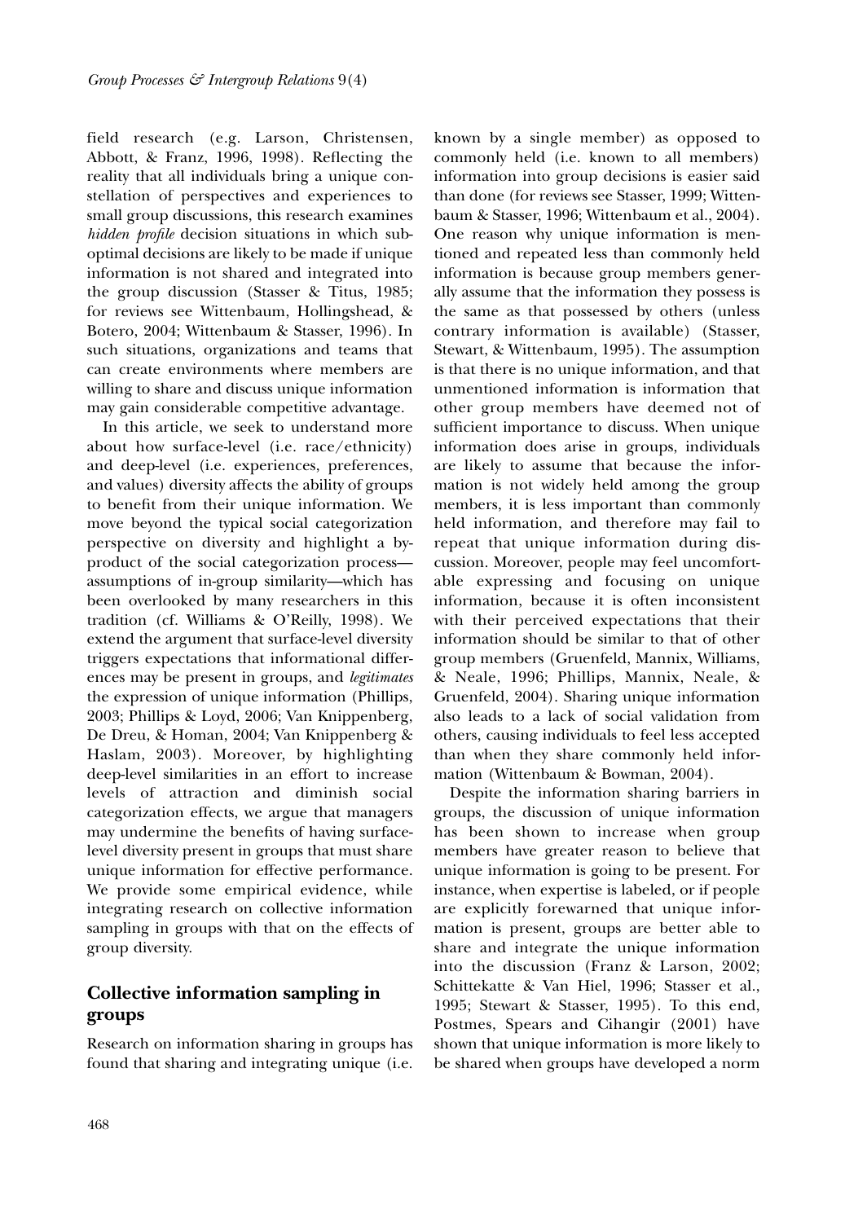field research (e.g. Larson, Christensen, Abbott, & Franz, 1996, 1998). Reflecting the reality that all individuals bring a unique constellation of perspectives and experiences to small group discussions, this research examines *hidden profile* decision situations in which suboptimal decisions are likely to be made if unique information is not shared and integrated into the group discussion (Stasser & Titus, 1985; for reviews see Wittenbaum, Hollingshead, & Botero, 2004; Wittenbaum & Stasser, 1996). In such situations, organizations and teams that can create environments where members are willing to share and discuss unique information may gain considerable competitive advantage.

In this article, we seek to understand more about how surface-level (i.e. race/ethnicity) and deep-level (i.e. experiences, preferences, and values) diversity affects the ability of groups to benefit from their unique information. We move beyond the typical social categorization perspective on diversity and highlight a by-product of the social categorization process—assumptions of in-group similarity—which has been overlooked by many researchers in this tradition (cf. Williams & O'Reilly, 1998). We extend the argument that surface-level diversity triggers expectations that informational differences may be present in groups, and *legitimates* the expression of unique information (Phillips, 2003; Phillips & Loyd, 2006; Van Knippenberg, De Dreu, & Homan, 2004; Van Knippenberg & Haslam, 2003). Moreover, by highlighting deep-level similarities in an effort to increase levels of attraction and diminish social categorization effects, we argue that managers may undermine the benefits of having surface-level diversity present in groups that must share unique information for effective performance. We provide some empirical evidence, while integrating research on collective information sampling in groups with that on the effects of group diversity.

## Collective information sampling in groups

Research on information sharing in groups has found that sharing and integrating unique (i.e. known by a single member) as opposed to commonly held (i.e. known to all members) information into group decisions is easier said than done (for reviews see Stasser, 1999; Wittenbaum & Stasser, 1996; Wittenbaum et al., 2004). One reason why unique information is mentioned and repeated less than commonly held information is because group members generally assume that the information they possess is the same as that possessed by others (unless contrary information is available) (Stasser, Stewart, & Wittenbaum, 1995). The assumption is that there is no unique information, and that unmentioned information is information that other group members have deemed not of sufficient importance to discuss. When unique information does arise in groups, individuals are likely to assume that because the information is not widely held among the group members, it is less important than commonly held information, and therefore may fail to repeat that unique information during discussion. Moreover, people may feel uncomfortable expressing and focusing on unique information, because it is often inconsistent with their perceived expectations that their information should be similar to that of other group members (Gruenfeld, Mannix, Williams, & Neale, 1996; Phillips, Mannix, Neale, & Gruenfeld, 2004). Sharing unique information also leads to a lack of social validation from others, causing individuals to feel less accepted than when they share commonly held information (Wittenbaum & Bowman, 2004).

Despite the information sharing barriers in groups, the discussion of unique information has been shown to increase when group members have greater reason to believe that unique information is going to be present. For instance, when expertise is labeled, or if people are explicitly forewarned that unique information is present, groups are better able to share and integrate the unique information into the discussion (Franz & Larson, 2002; Schittekatte & Van Hiel, 1996; Stasser et al., 1995; Stewart & Stasser, 1995). To this end, Postmes, Spears and Cihangir (2001) have shown that unique information is more likely to be shared when groups have developed a norm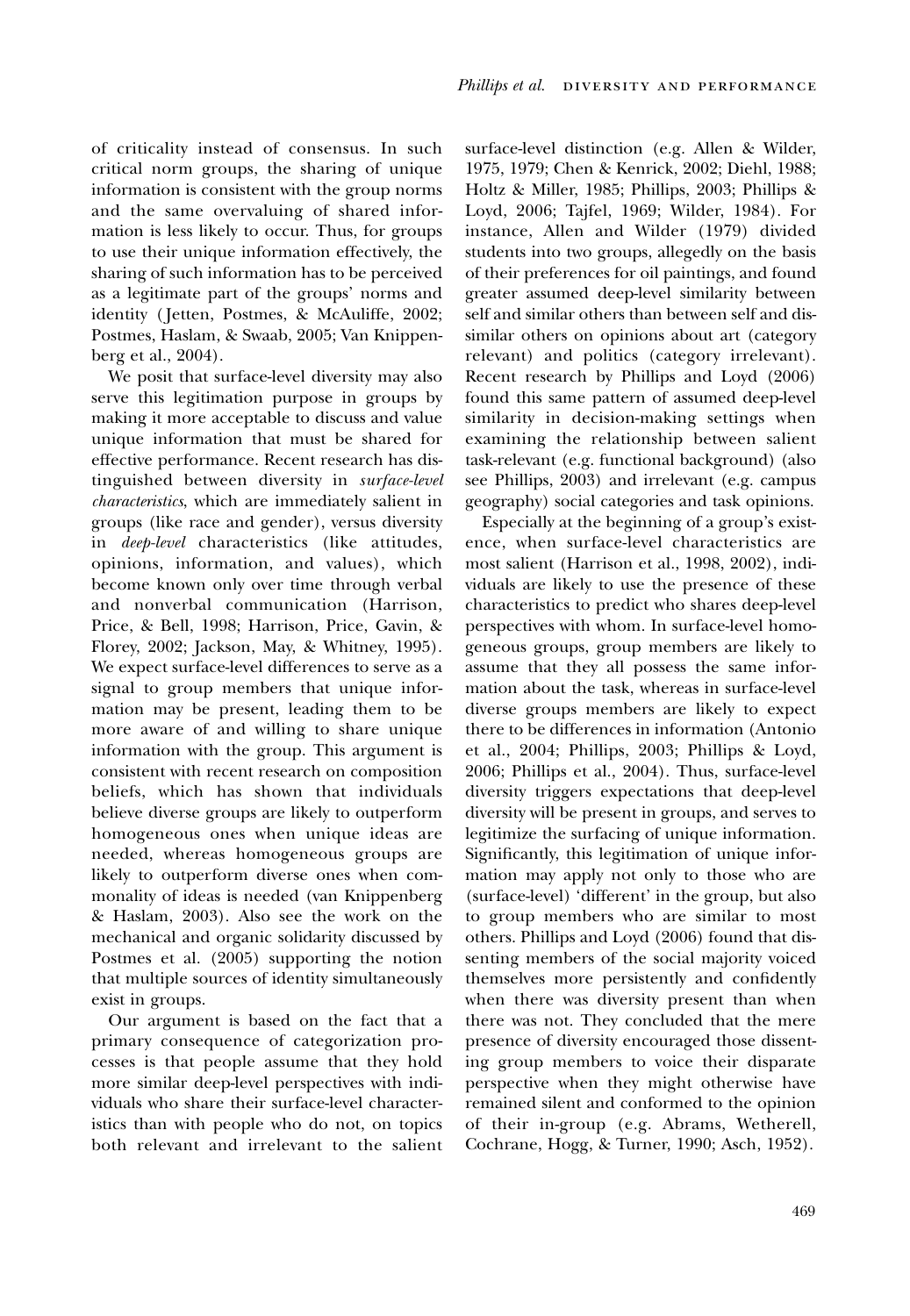of criticality instead of consensus. In such critical norm groups, the sharing of unique information is consistent with the group norms and the same overvaluing of shared information is less likely to occur. Thus, for groups to use their unique information effectively, the sharing of such information has to be perceived as a legitimate part of the groups' norms and identity (Jetten, Postmes, & McAuliffe, 2002; Postmes, Haslam, & Swaab, 2005; Van Knippenberg et al., 2004).

We posit that surface-level diversity may also serve this legitimation purpose in groups by making it more acceptable to discuss and value unique information that must be shared for effective performance. Recent research has distinguished between diversity in *surface-level characteristics*, which are immediately salient in groups (like race and gender), versus diversity in *deep-level* characteristics (like attitudes, opinions, information, and values), which become known only over time through verbal and nonverbal communication (Harrison, Price, & Bell, 1998; Harrison, Price, Gavin, & Florey, 2002; Jackson, May, & Whitney, 1995). We expect surface-level differences to serve as a signal to group members that unique information may be present, leading them to be more aware of and willing to share unique information with the group. This argument is consistent with recent research on composition beliefs, which has shown that individuals believe diverse groups are likely to outperform homogeneous ones when unique ideas are needed, whereas homogeneous groups are likely to outperform diverse ones when commonality of ideas is needed (van Knippenberg & Haslam, 2003). Also see the work on the mechanical and organic solidarity discussed by Postmes et al. (2005) supporting the notion that multiple sources of identity simultaneously exist in groups.

Our argument is based on the fact that a primary consequence of categorization processes is that people assume that they hold more similar deep-level perspectives with individuals who share their surface-level characteristics than with people who do not, on topics both relevant and irrelevant to the salient surface-level distinction (e.g. Allen & Wilder, 1975, 1979; Chen & Kenrick, 2002; Diehl, 1988; Holtz & Miller, 1985; Phillips, 2003; Phillips & Loyd, 2006; Tajfel, 1969; Wilder, 1984). For instance, Allen and Wilder (1979) divided students into two groups, allegedly on the basis of their preferences for oil paintings, and found greater assumed deep-level similarity between self and similar others than between self and dissimilar others on opinions about art (category relevant) and politics (category irrelevant). Recent research by Phillips and Loyd (2006) found this same pattern of assumed deep-level similarity in decision-making settings when examining the relationship between salient task-relevant (e.g. functional background) (also see Phillips, 2003) and irrelevant (e.g. campus geography) social categories and task opinions.

Especially at the beginning of a group's existence, when surface-level characteristics are most salient (Harrison et al., 1998, 2002), individuals are likely to use the presence of these characteristics to predict who shares deep-level perspectives with whom. In surface-level homogeneous groups, group members are likely to assume that they all possess the same information about the task, whereas in surface-level diverse groups members are likely to expect there to be differences in information (Antonio et al., 2004; Phillips, 2003; Phillips & Loyd, 2006; Phillips et al., 2004). Thus, surface-level diversity triggers expectations that deep-level diversity will be present in groups, and serves to legitimize the surfacing of unique information. Significantly, this legitimation of unique information may apply not only to those who are (surface-level) 'different' in the group, but also to group members who are similar to most others. Phillips and Loyd (2006) found that dissenting members of the social majority voiced themselves more persistently and confidently when there was diversity present than when there was not. They concluded that the mere presence of diversity encouraged those dissenting group members to voice their disparate perspective when they might otherwise have remained silent and conformed to the opinion of their in-group (e.g. Abrams, Wetherell, Cochrane, Hogg, & Turner, 1990; Asch, 1952).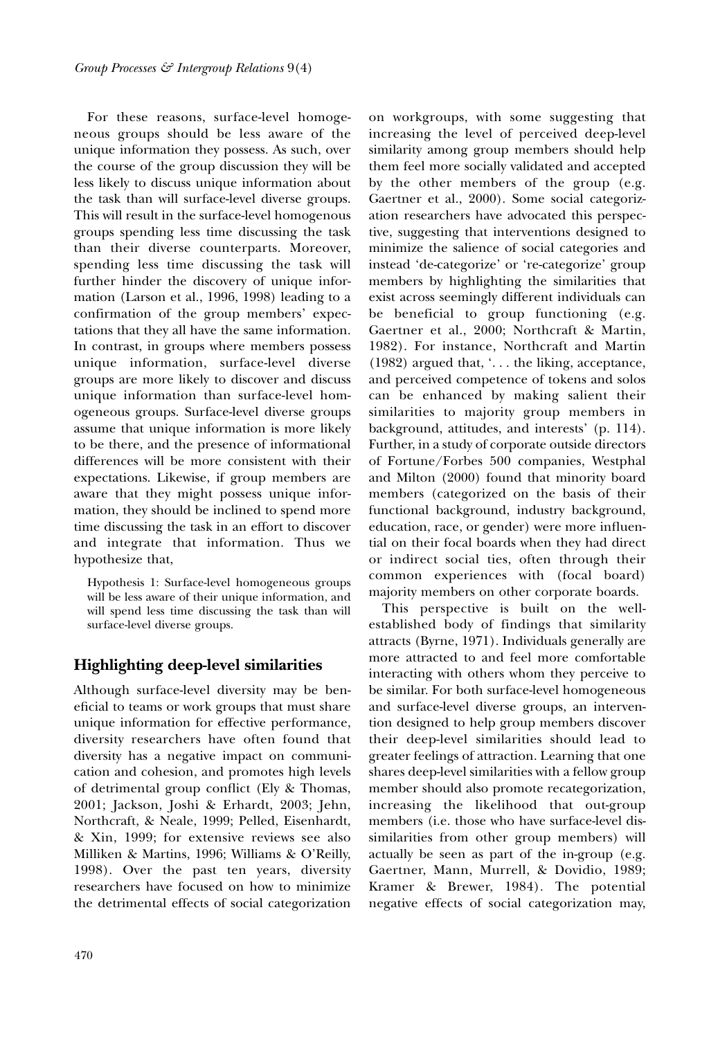For these reasons, surface-level homogeneous groups should be less aware of the unique information they possess. As such, over the course of the group discussion they will be less likely to discuss unique information about the task than will surface-level diverse groups. This will result in the surface-level homogenous groups spending less time discussing the task than their diverse counterparts. Moreover, spending less time discussing the task will further hinder the discovery of unique information (Larson et al., 1996, 1998) leading to a confirmation of the group members' expectations that they all have the same information. In contrast, in groups where members possess unique information, surface-level diverse groups are more likely to discover and discuss unique information than surface-level homogeneous groups. Surface-level diverse groups assume that unique information is more likely to be there, and the presence of informational differences will be more consistent with their expectations. Likewise, if group members are aware that they might possess unique information, they should be inclined to spend more time discussing the task in an effort to discover and integrate that information. Thus we hypothesize that,

> Hypothesis 1: Surface-level homogeneous groups will be less aware of their unique information, and will spend less time discussing the task than will surface-level diverse groups.

## Highlighting deep-level similarities

Although surface-level diversity may be beneficial to teams or work groups that must share unique information for effective performance, diversity researchers have often found that diversity has a negative impact on communication and cohesion, and promotes high levels of detrimental group conflict (Ely & Thomas, 2001; Jackson, Joshi & Erhardt, 2003; Jehn, Northcraft, & Neale, 1999; Pelled, Eisenhardt, & Xin, 1999; for extensive reviews see also Milliken & Martins, 1996; Williams & O'Reilly, 1998). Over the past ten years, diversity researchers have focused on how to minimize the detrimental effects of social categorization on workgroups, with some suggesting that increasing the level of perceived deep-level similarity among group members should help them feel more socially validated and accepted by the other members of the group (e.g. Gaertner et al., 2000). Some social categorization researchers have advocated this perspective, suggesting that interventions designed to minimize the salience of social categories and instead 'de-categorize' or 're-categorize' group members by highlighting the similarities that exist across seemingly different individuals can be beneficial to group functioning (e.g. Gaertner et al., 2000; Northcraft & Martin, 1982). For instance, Northcraft and Martin (1982) argued that, '. . . the liking, acceptance, and perceived competence of tokens and solos can be enhanced by making salient their similarities to majority group members in background, attitudes, and interests' (p. 114). Further, in a study of corporate outside directors of Fortune/Forbes 500 companies, Westphal and Milton (2000) found that minority board members (categorized on the basis of their functional background, industry background, education, race, or gender) were more influential on their focal boards when they had direct or indirect social ties, often through their common experiences with (focal board) majority members on other corporate boards.

This perspective is built on the well-established body of findings that similarity attracts (Byrne, 1971). Individuals generally are more attracted to and feel more comfortable interacting with others whom they perceive to be similar. For both surface-level homogeneous and surface-level diverse groups, an intervention designed to help group members discover their deep-level similarities should lead to greater feelings of attraction. Learning that one shares deep-level similarities with a fellow group member should also promote recategorization, increasing the likelihood that out-group members (i.e. those who have surface-level dissimilarities from other group members) will actually be seen as part of the in-group (e.g. Gaertner, Mann, Murrell, & Dovidio, 1989; Kramer & Brewer, 1984). The potential negative effects of social categorization may,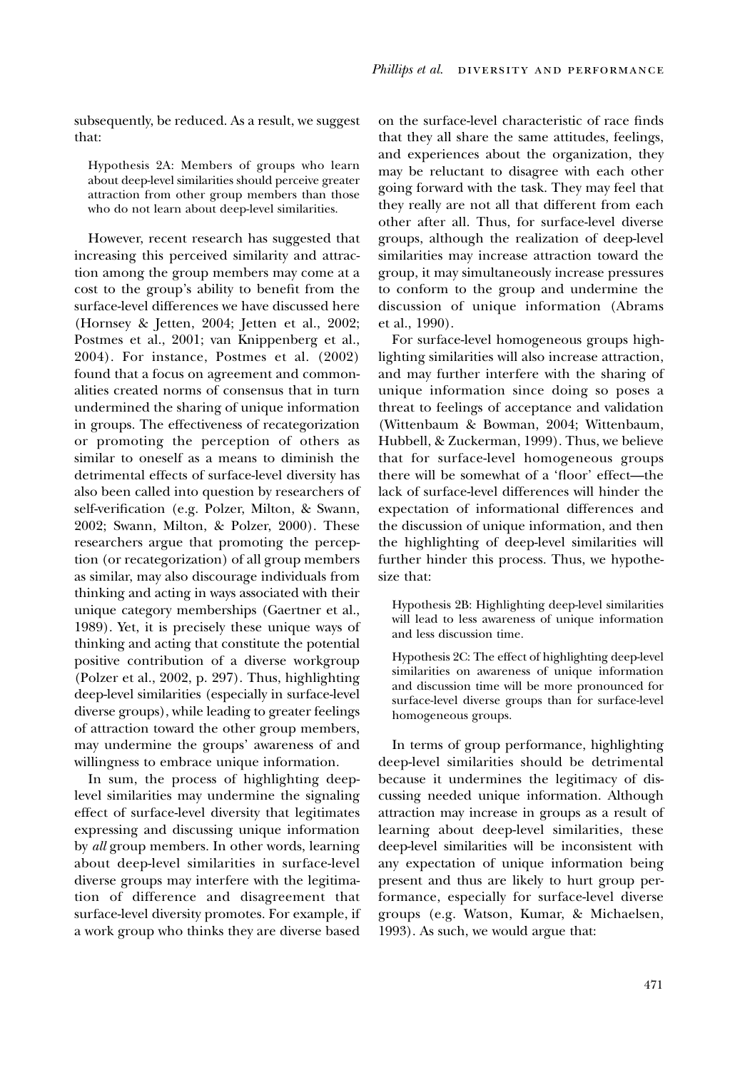subsequently, be reduced. As a result, we suggest that:

> Hypothesis 2A: Members of groups who learn about deep-level similarities should perceive greater attraction from other group members than those who do not learn about deep-level similarities.

However, recent research has suggested that increasing this perceived similarity and attraction among the group members may come at a cost to the group's ability to benefit from the surface-level differences we have discussed here (Hornsey & Jetten, 2004; Jetten et al., 2002; Postmes et al., 2001; van Knippenberg et al., 2004). For instance, Postmes et al. (2002) found that a focus on agreement and commonalities created norms of consensus that in turn undermined the sharing of unique information in groups. The effectiveness of recategorization or promoting the perception of others as similar to oneself as a means to diminish the detrimental effects of surface-level diversity has also been called into question by researchers of self-verification (e.g. Polzer, Milton, & Swann, 2002; Swann, Milton, & Polzer, 2000). These researchers argue that promoting the perception (or recategorization) of all group members as similar, may also discourage individuals from thinking and acting in ways associated with their unique category memberships (Gaertner et al., 1989). Yet, it is precisely these unique ways of thinking and acting that constitute the potential positive contribution of a diverse workgroup (Polzer et al., 2002, p. 297). Thus, highlighting deep-level similarities (especially in surface-level diverse groups), while leading to greater feelings of attraction toward the other group members, may undermine the groups' awareness of and willingness to embrace unique information.

In sum, the process of highlighting deep-level similarities may undermine the signaling effect of surface-level diversity that legitimates expressing and discussing unique information by *all* group members. In other words, learning about deep-level similarities in surface-level diverse groups may interfere with the legitimation of difference and disagreement that surface-level diversity promotes. For example, if a work group who thinks they are diverse based on the surface-level characteristic of race finds that they all share the same attitudes, feelings, and experiences about the organization, they may be reluctant to disagree with each other going forward with the task. They may feel that they really are not all that different from each other after all. Thus, for surface-level diverse groups, although the realization of deep-level similarities may increase attraction toward the group, it may simultaneously increase pressures to conform to the group and undermine the discussion of unique information (Abrams et al., 1990).

For surface-level homogeneous groups highlighting similarities will also increase attraction, and may further interfere with the sharing of unique information since doing so poses a threat to feelings of acceptance and validation (Wittenbaum & Bowman, 2004; Wittenbaum, Hubbell, & Zuckerman, 1999). Thus, we believe that for surface-level homogeneous groups there will be somewhat of a 'floor' effect—the lack of surface-level differences will hinder the expectation of informational differences and the discussion of unique information, and then the highlighting of deep-level similarities will further hinder this process. Thus, we hypothesize that:

> Hypothesis 2B: Highlighting deep-level similarities will lead to less awareness of unique information and less discussion time.

> Hypothesis 2C: The effect of highlighting deep-level similarities on awareness of unique information and discussion time will be more pronounced for surface-level diverse groups than for surface-level homogeneous groups.

In terms of group performance, highlighting deep-level similarities should be detrimental because it undermines the legitimacy of discussing needed unique information. Although attraction may increase in groups as a result of learning about deep-level similarities, these deep-level similarities will be inconsistent with any expectation of unique information being present and thus are likely to hurt group performance, especially for surface-level diverse groups (e.g. Watson, Kumar, & Michaelsen, 1993). As such, we would argue that: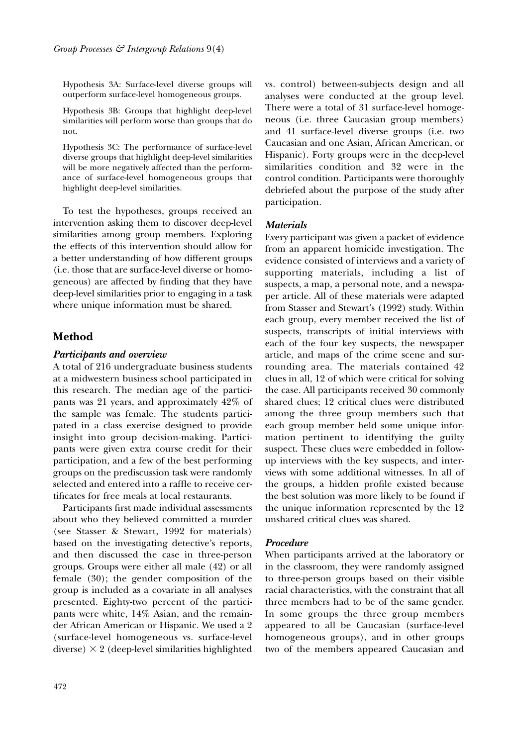Hypothesis 3A: Surface-level diverse groups will outperform surface-level homogeneous groups.

Hypothesis 3B: Groups that highlight deep-level similarities will perform worse than groups that do not.

Hypothesis 3C: The performance of surface-level diverse groups that highlight deep-level similarities will be more negatively affected than the performance of surface-level homogeneous groups that highlight deep-level similarities.

To test the hypotheses, groups received an intervention asking them to discover deep-level similarities among group members. Exploring the effects of this intervention should allow for a better understanding of how different groups (i.e. those that are surface-level diverse or homogeneous) are affected by finding that they have deep-level similarities prior to engaging in a task where unique information must be shared.

## Method

### *Participants and overview*

A total of 216 undergraduate business students at a midwestern business school participated in this research. The median age of the participants was 21 years, and approximately 42% of the sample was female. The students participated in a class exercise designed to provide insight into group decision-making. Participants were given extra course credit for their participation, and a few of the best performing groups on the prediscussion task were randomly selected and entered into a raffle to receive certificates for free meals at local restaurants.

Participants first made individual assessments about who they believed committed a murder (see Stasser & Stewart, 1992 for materials) based on the investigating detective's reports, and then discussed the case in three-person groups. Groups were either all male (42) or all female (30); the gender composition of the group is included as a covariate in all analyses presented. Eighty-two percent of the participants were white, 14% Asian, and the remainder African American or Hispanic. We used a 2 (surface-level homogeneous vs. surface-level diverse) × 2 (deep-level similarities highlighted vs. control) between-subjects design and all analyses were conducted at the group level. There were a total of 31 surface-level homogeneous (i.e. three Caucasian group members) and 41 surface-level diverse groups (i.e. two Caucasian and one Asian, African American, or Hispanic). Forty groups were in the deep-level similarities condition and 32 were in the control condition. Participants were thoroughly debriefed about the purpose of the study after participation.

### *Materials*

Every participant was given a packet of evidence from an apparent homicide investigation. The evidence consisted of interviews and a variety of supporting materials, including a list of suspects, a map, a personal note, and a newspaper article. All of these materials were adapted from Stasser and Stewart's (1992) study. Within each group, every member received the list of suspects, transcripts of initial interviews with each of the four key suspects, the newspaper article, and maps of the crime scene and surrounding area. The materials contained 42 clues in all, 12 of which were critical for solving the case. All participants received 30 commonly shared clues; 12 critical clues were distributed among the three group members such that each group member held some unique information pertinent to identifying the guilty suspect. These clues were embedded in follow-up interviews with the key suspects, and interviews with some additional witnesses. In all of the groups, a hidden profile existed because the best solution was more likely to be found if the unique information represented by the 12 unshared critical clues was shared.

### *Procedure*

When participants arrived at the laboratory or in the classroom, they were randomly assigned to three-person groups based on their visible racial characteristics, with the constraint that all three members had to be of the same gender. In some groups the three group members appeared to all be Caucasian (surface-level homogeneous groups), and in other groups two of the members appeared Caucasian and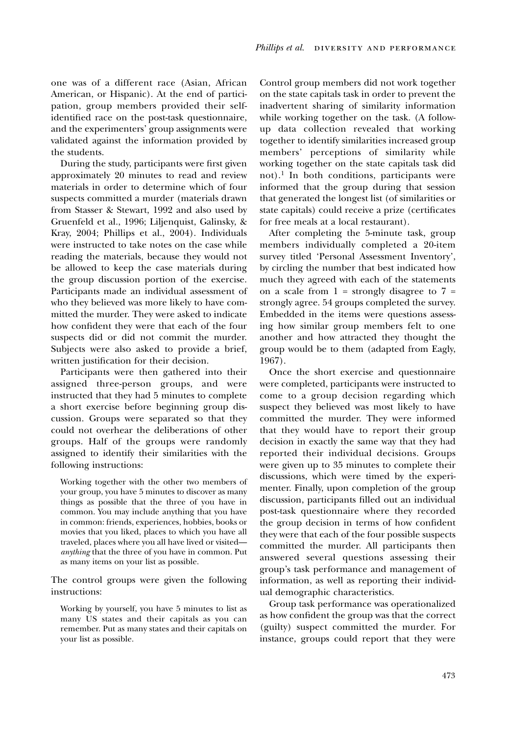one was of a different race (Asian, African American, or Hispanic). At the end of participation, group members provided their self-identified race on the post-task questionnaire, and the experimenters' group assignments were validated against the information provided by the students.

During the study, participants were first given approximately 20 minutes to read and review materials in order to determine which of four suspects committed a murder (materials drawn from Stasser & Stewart, 1992 and also used by Gruenfeld et al., 1996; Liljenquist, Galinsky, & Kray, 2004; Phillips et al., 2004). Individuals were instructed to take notes on the case while reading the materials, because they would not be allowed to keep the case materials during the group discussion portion of the exercise. Participants made an individual assessment of who they believed was more likely to have committed the murder. They were asked to indicate how confident they were that each of the four suspects did or did not commit the murder. Subjects were also asked to provide a brief, written justification for their decision.

Participants were then gathered into their assigned three-person groups, and were instructed that they had 5 minutes to complete a short exercise before beginning group discussion. Groups were separated so that they could not overhear the deliberations of other groups. Half of the groups were randomly assigned to identify their similarities with the following instructions:

> Working together with the other two members of your group, you have 5 minutes to discover as many things as possible that the three of you have in common. You may include anything that you have in common: friends, experiences, hobbies, books or movies that you liked, places to which you have all traveled, places where you all have lived or visited—*anything* that the three of you have in common. Put as many items on your list as possible.

The control groups were given the following instructions:

> Working by yourself, you have 5 minutes to list as many US states and their capitals as you can remember. Put as many states and their capitals on your list as possible.

Control group members did not work together on the state capitals task in order to prevent the inadvertent sharing of similarity information while working together on the task. (A follow-up data collection revealed that working together to identify similarities increased group members' perceptions of similarity while working together on the state capitals task did not).[1] In both conditions, participants were informed that the group during that session that generated the longest list (of similarities or state capitals) could receive a prize (certificates for free meals at a local restaurant).

After completing the 5-minute task, group members individually completed a 20-item survey titled 'Personal Assessment Inventory', by circling the number that best indicated how much they agreed with each of the statements on a scale from 1 = strongly disagree to 7 = strongly agree. 54 groups completed the survey. Embedded in the items were questions assessing how similar group members felt to one another and how attracted they thought the group would be to them (adapted from Eagly, 1967).

Once the short exercise and questionnaire were completed, participants were instructed to come to a group decision regarding which suspect they believed was most likely to have committed the murder. They were informed that they would have to report their group decision in exactly the same way that they had reported their individual decisions. Groups were given up to 35 minutes to complete their discussions, which were timed by the experimenter. Finally, upon completion of the group discussion, participants filled out an individual post-task questionnaire where they recorded the group decision in terms of how confident they were that each of the four possible suspects committed the murder. All participants then answered several questions assessing their group's task performance and management of information, as well as reporting their individual demographic characteristics.

Group task performance was operationalized as how confident the group was that the correct (guilty) suspect committed the murder. For instance, groups could report that they were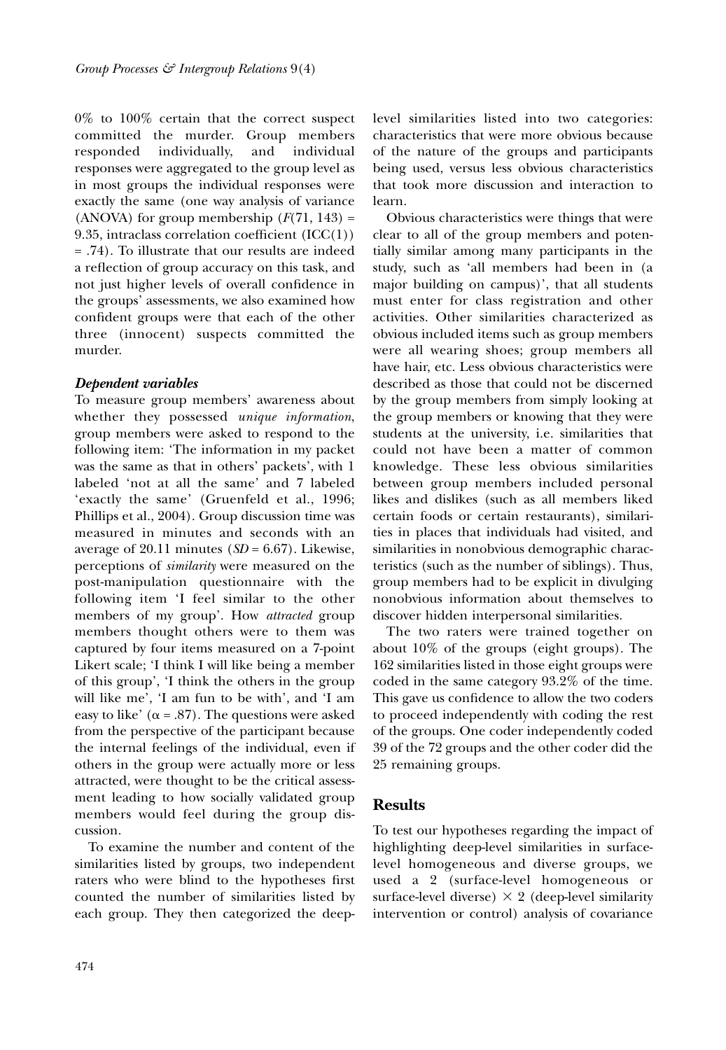0% to 100% certain that the correct suspect committed the murder. Group members responded individually, and individual responses were aggregated to the group level as in most groups the individual responses were exactly the same (one way analysis of variance (ANOVA) for group membership ($F(71, 143)$ = 9.35, intraclass correlation coefficient (ICC(1)) = .74). To illustrate that our results are indeed a reflection of group accuracy on this task, and not just higher levels of overall confidence in the groups' assessments, we also examined how confident groups were that each of the other three (innocent) suspects committed the murder.

### *Dependent variables*

To measure group members' awareness about whether they possessed *unique information*, group members were asked to respond to the following item: 'The information in my packet was the same as that in others' packets', with 1 labeled 'not at all the same' and 7 labeled 'exactly the same' (Gruenfeld et al., 1996; Phillips et al., 2004). Group discussion time was measured in minutes and seconds with an average of 20.11 minutes ($SD$ = 6.67). Likewise, perceptions of *similarity* were measured on the post-manipulation questionnaire with the following item 'I feel similar to the other members of my group'. How *attracted* group members thought others were to them was captured by four items measured on a 7-point Likert scale; 'I think I will like being a member of this group', 'I think the others in the group will like me', 'I am fun to be with', and 'I am easy to like' ($\alpha$ = .87). The questions were asked from the perspective of the participant because the internal feelings of the individual, even if others in the group were actually more or less attracted, were thought to be the critical assessment leading to how socially validated group members would feel during the group discussion.

To examine the number and content of the similarities listed by groups, two independent raters who were blind to the hypotheses first counted the number of similarities listed by each group. They then categorized the deep-level similarities listed into two categories: characteristics that were more obvious because of the nature of the groups and participants being used, versus less obvious characteristics that took more discussion and interaction to learn.

Obvious characteristics were things that were clear to all of the group members and potentially similar among many participants in the study, such as 'all members had been in (a major building on campus)', that all students must enter for class registration and other activities. Other similarities characterized as obvious included items such as group members were all wearing shoes; group members all have hair, etc. Less obvious characteristics were described as those that could not be discerned by the group members from simply looking at the group members or knowing that they were students at the university, i.e. similarities that could not have been a matter of common knowledge. These less obvious similarities between group members included personal likes and dislikes (such as all members liked certain foods or certain restaurants), similarities in places that individuals had visited, and similarities in nonobvious demographic characteristics (such as the number of siblings). Thus, group members had to be explicit in divulging nonobvious information about themselves to discover hidden interpersonal similarities.

The two raters were trained together on about 10% of the groups (eight groups). The 162 similarities listed in those eight groups were coded in the same category 93.2% of the time. This gave us confidence to allow the two coders to proceed independently with coding the rest of the groups. One coder independently coded 39 of the 72 groups and the other coder did the 25 remaining groups.

## Results

To test our hypotheses regarding the impact of highlighting deep-level similarities in surface-level homogeneous and diverse groups, we used a 2 (surface-level homogeneous or surface-level diverse) $\times$ 2 (deep-level similarity intervention or control) analysis of covariance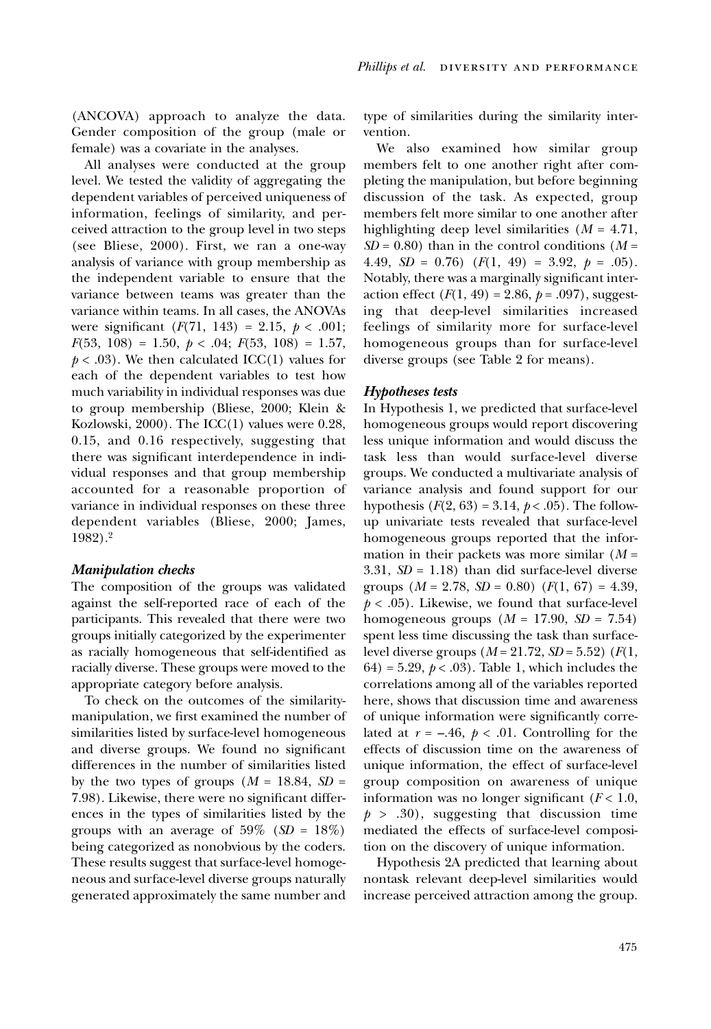(ANCOVA) approach to analyze the data. Gender composition of the group (male or female) was a covariate in the analyses.

All analyses were conducted at the group level. We tested the validity of aggregating the dependent variables of perceived uniqueness of information, feelings of similarity, and perceived attraction to the group level in two steps (see Bliese, 2000). First, we ran a one-way analysis of variance with group membership as the independent variable to ensure that the variance between teams was greater than the variance within teams. In all cases, the ANOVAs were significant ($F(71, 143) = 2.15$, $p < .001$; $F(53, 108) = 1.50$, $p < .04$; $F(53, 108) = 1.57$, $p < .03$). We then calculated ICC(1) values for each of the dependent variables to test how much variability in individual responses was due to group membership (Bliese, 2000; Klein & Kozlowski, 2000). The ICC(1) values were 0.28, 0.15, and 0.16 respectively, suggesting that there was significant interdependence in individual responses and that group membership accounted for a reasonable proportion of variance in individual responses on these three dependent variables (Bliese, 2000; James, 1982).[2]

### *Manipulation checks*

The composition of the groups was validated against the self-reported race of each of the participants. This revealed that there were two groups initially categorized by the experimenter as racially homogeneous that self-identified as racially diverse. These groups were moved to the appropriate category before analysis.

To check on the outcomes of the similarity-manipulation, we first examined the number of similarities listed by surface-level homogeneous and diverse groups. We found no significant differences in the number of similarities listed by the two types of groups ($M = 18.84$, $SD = 7.98$). Likewise, there were no significant differences in the types of similarities listed by the groups with an average of 59% ($SD = 18\%$) being categorized as nonobvious by the coders. These results suggest that surface-level homogeneous and surface-level diverse groups naturally generated approximately the same number and type of similarities during the similarity intervention.

We also examined how similar group members felt to one another right after completing the manipulation, but before beginning discussion of the task. As expected, group members felt more similar to one another after highlighting deep level similarities ($M = 4.71$, $SD = 0.80$) than in the control conditions ($M = 4.49$, $SD = 0.76$) ($F(1, 49) = 3.92$, $p = .05$). Notably, there was a marginally significant interaction effect ($F(1, 49) = 2.86$, $p = .097$), suggesting that deep-level similarities increased feelings of similarity more for surface-level homogeneous groups than for surface-level diverse groups (see Table 2 for means).

### *Hypotheses tests*

In Hypothesis 1, we predicted that surface-level homogeneous groups would report discovering less unique information and would discuss the task less than would surface-level diverse groups. We conducted a multivariate analysis of variance analysis and found support for our hypothesis ($F(2, 63) = 3.14$, $p < .05$). The follow-up univariate tests revealed that surface-level homogeneous groups reported that the information in their packets was more similar ($M = 3.31$, $SD = 1.18$) than did surface-level diverse groups ($M = 2.78$, $SD = 0.80$) ($F(1, 67) = 4.39$, $p < .05$). Likewise, we found that surface-level homogeneous groups ($M = 17.90$, $SD = 7.54$) spent less time discussing the task than surface-level diverse groups ($M = 21.72$, $SD = 5.52$) ($F(1, 64) = 5.29$, $p < .03$). Table 1, which includes the correlations among all of the variables reported here, shows that discussion time and awareness of unique information were significantly correlated at $r = -.46$, $p < .01$. Controlling for the effects of discussion time on the awareness of unique information, the effect of surface-level group composition on awareness of unique information was no longer significant ($F < 1.0$, $p > .30$), suggesting that discussion time mediated the effects of surface-level composition on the discovery of unique information.

Hypothesis 2A predicted that learning about nontask relevant deep-level similarities would increase perceived attraction among the group.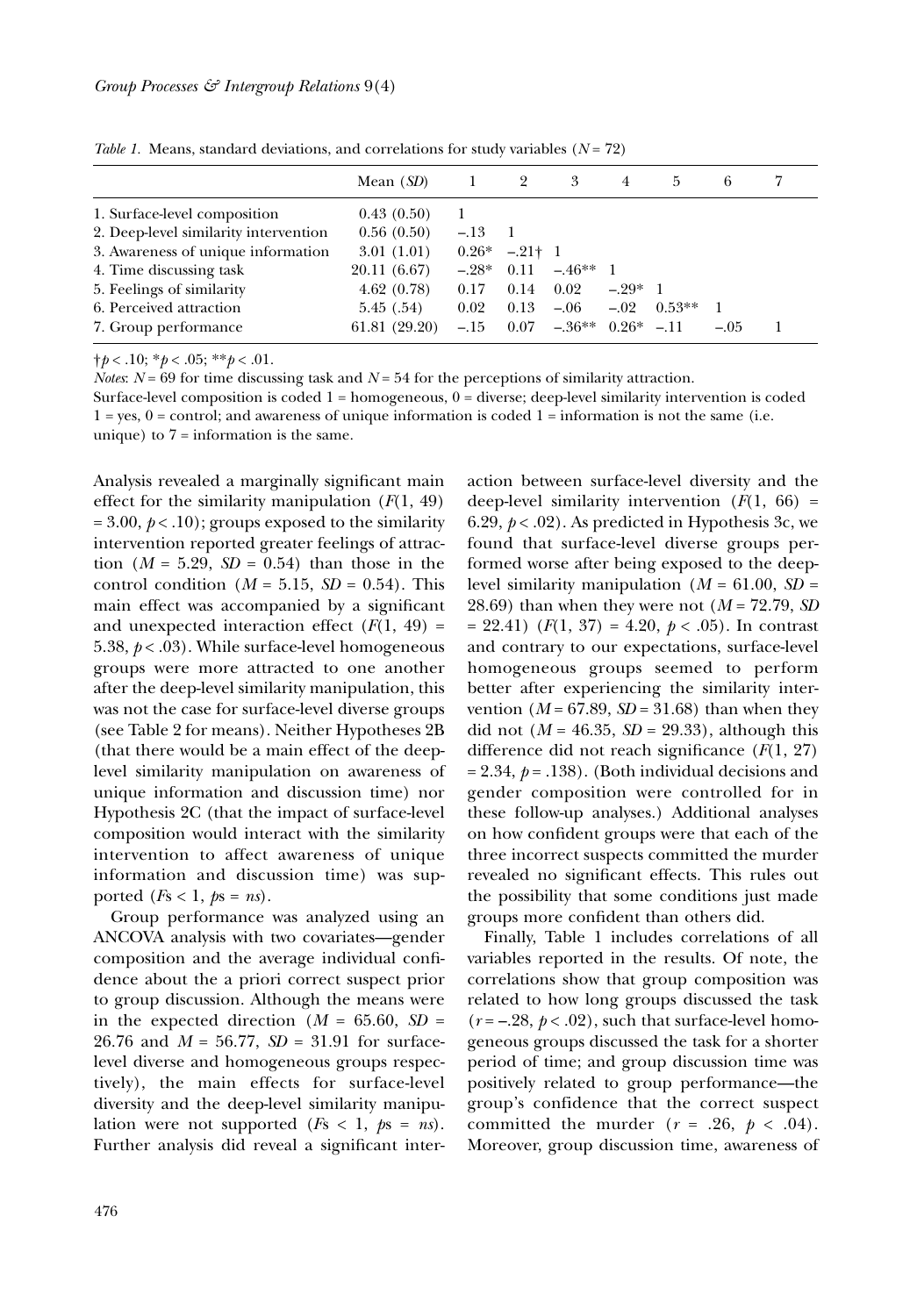*Table 1.* Means, standard deviations, and correlations for study variables ($N = 72$)

| | Mean (*SD*) | 1 | 2 | 3 | 4 | 5 | 6 | 7 |
|---|---|---|---|---|---|---|---|---|
| 1. Surface-level composition | 0.43 (0.50) | 1 | | | | | | |
| 2. Deep-level similarity intervention | 0.56 (0.50) | –.13 | 1 | | | | | |
| 3. Awareness of unique information | 3.01 (1.01) | 0.26* | –.21† | 1 | | | | |
| 4. Time discussing task | 20.11 (6.67) | –.28* | 0.11 | –.46** | 1 | | | |
| 5. Feelings of similarity | 4.62 (0.78) | 0.17 | 0.14 | 0.02 | –.29* | 1 | | |
| 6. Perceived attraction | 5.45 (.54) | 0.02 | 0.13 | –.06 | –.02 | 0.53** | 1 | |
| 7. Group performance | 61.81 (29.20) | –.15 | 0.07 | –.36** | 0.26* | –.11 | –.05 | 1 |

†$p < .10$; *$p < .05$; **$p < .01$.

*Notes*: $N = 69$ for time discussing task and $N = 54$ for the perceptions of similarity attraction.
Surface-level composition is coded 1 = homogeneous, 0 = diverse; deep-level similarity intervention is coded 1 = yes, 0 = control; and awareness of unique information is coded 1 = information is not the same (i.e. unique) to 7 = information is the same.

Analysis revealed a marginally significant main effect for the similarity manipulation ($F(1, 49) = 3.00$, $p < .10$); groups exposed to the similarity intervention reported greater feelings of attraction ($M = 5.29$, $SD = 0.54$) than those in the control condition ($M = 5.15$, $SD = 0.54$). This main effect was accompanied by a significant and unexpected interaction effect ($F(1, 49) = 5.38$, $p < .03$). While surface-level homogeneous groups were more attracted to one another after the deep-level similarity manipulation, this was not the case for surface-level diverse groups (see Table 2 for means). Neither Hypotheses 2B (that there would be a main effect of the deep-level similarity manipulation on awareness of unique information and discussion time) nor Hypothesis 2C (that the impact of surface-level composition would interact with the similarity intervention to affect awareness of unique information and discussion time) was supported ($F$s $< 1$, $p$s = *ns*).

Group performance was analyzed using an ANCOVA analysis with two covariates—gender composition and the average individual confidence about the a priori correct suspect prior to group discussion. Although the means were in the expected direction ($M = 65.60$, $SD = 26.76$ and $M = 56.77$, $SD = 31.91$ for surface-level diverse and homogeneous groups respectively), the main effects for surface-level diversity and the deep-level similarity manipulation were not supported ($F$s $< 1$, $p$s = *ns*). Further analysis did reveal a significant interaction between surface-level diversity and the deep-level similarity intervention ($F(1, 66) = 6.29$, $p < .02$). As predicted in Hypothesis 3c, we found that surface-level diverse groups performed worse after being exposed to the deep-level similarity manipulation ($M = 61.00$, $SD = 28.69$) than when they were not ($M = 72.79$, $SD = 22.41$) ($F(1, 37) = 4.20$, $p < .05$). In contrast and contrary to our expectations, surface-level homogeneous groups seemed to perform better after experiencing the similarity intervention ($M = 67.89$, $SD = 31.68$) than when they did not ($M = 46.35$, $SD = 29.33$), although this difference did not reach significance ($F(1, 27) = 2.34$, $p = .138$). (Both individual decisions and gender composition were controlled for in these follow-up analyses.) Additional analyses on how confident groups were that each of the three incorrect suspects committed the murder revealed no significant effects. This rules out the possibility that some conditions just made groups more confident than others did.

Finally, Table 1 includes correlations of all variables reported in the results. Of note, the correlations show that group composition was related to how long groups discussed the task ($r = –.28$, $p < .02$), such that surface-level homogeneous groups discussed the task for a shorter period of time; and group discussion time was positively related to group performance—the group's confidence that the correct suspect committed the murder ($r = .26$, $p < .04$). Moreover, group discussion time, awareness of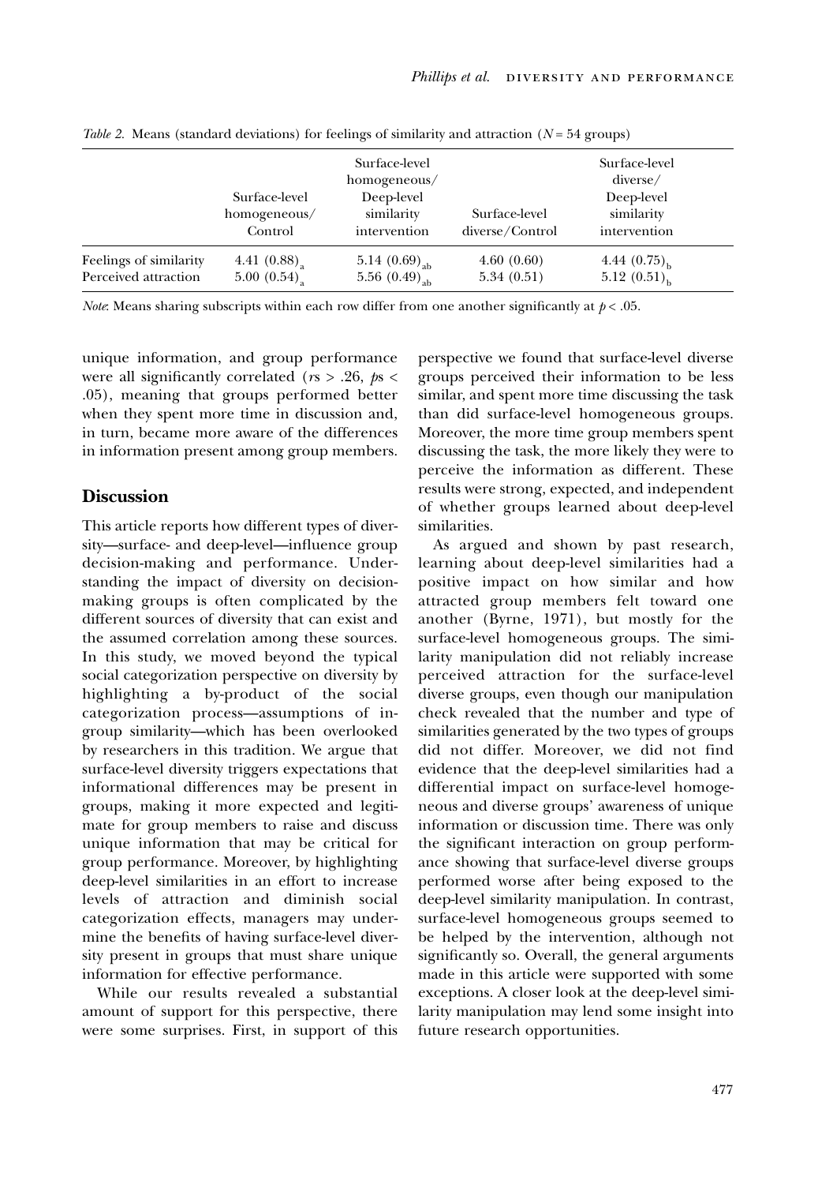*Table 2.* Means (standard deviations) for feelings of similarity and attraction ($N = 54$ groups)

| | Surface-level homogeneous/ Control | Surface-level homogeneous/ Deep-level similarity intervention | Surface-level diverse/Control | Surface-level diverse/ Deep-level similarity intervention |
|---|---|---|---|---|
| Feelings of similarity | 4.41 $(0.88)_{a}$ | 5.14 $(0.69)_{ab}$ | 4.60 (0.60) | 4.44 $(0.75)_{b}$ |
| Perceived attraction | 5.00 $(0.54)_{a}$ | 5.56 $(0.49)_{ab}$ | 5.34 (0.51) | 5.12 $(0.51)_{b}$ |

*Note*: Means sharing subscripts within each row differ from one another significantly at $p < .05$.

unique information, and group performance were all significantly correlated ($r$s > .26, $p$s < .05), meaning that groups performed better when they spent more time in discussion and, in turn, became more aware of the differences in information present among group members.

## Discussion

This article reports how different types of diversity—surface- and deep-level—influence group decision-making and performance. Understanding the impact of diversity on decision-making groups is often complicated by the different sources of diversity that can exist and the assumed correlation among these sources. In this study, we moved beyond the typical social categorization perspective on diversity by highlighting a by-product of the social categorization process—assumptions of in-group similarity—which has been overlooked by researchers in this tradition. We argue that surface-level diversity triggers expectations that informational differences may be present in groups, making it more expected and legitimate for group members to raise and discuss unique information that may be critical for group performance. Moreover, by highlighting deep-level similarities in an effort to increase levels of attraction and diminish social categorization effects, managers may undermine the benefits of having surface-level diversity present in groups that must share unique information for effective performance.

While our results revealed a substantial amount of support for this perspective, there were some surprises. First, in support of this perspective we found that surface-level diverse groups perceived their information to be less similar, and spent more time discussing the task than did surface-level homogeneous groups. Moreover, the more time group members spent discussing the task, the more likely they were to perceive the information as different. These results were strong, expected, and independent of whether groups learned about deep-level similarities.

As argued and shown by past research, learning about deep-level similarities had a positive impact on how similar and how attracted group members felt toward one another (Byrne, 1971), but mostly for the surface-level homogeneous groups. The similarity manipulation did not reliably increase perceived attraction for the surface-level diverse groups, even though our manipulation check revealed that the number and type of similarities generated by the two types of groups did not differ. Moreover, we did not find evidence that the deep-level similarities had a differential impact on surface-level homogeneous and diverse groups' awareness of unique information or discussion time. There was only the significant interaction on group performance showing that surface-level diverse groups performed worse after being exposed to the deep-level similarity manipulation. In contrast, surface-level homogeneous groups seemed to be helped by the intervention, although not significantly so. Overall, the general arguments made in this article were supported with some exceptions. A closer look at the deep-level similarity manipulation may lend some insight into future research opportunities.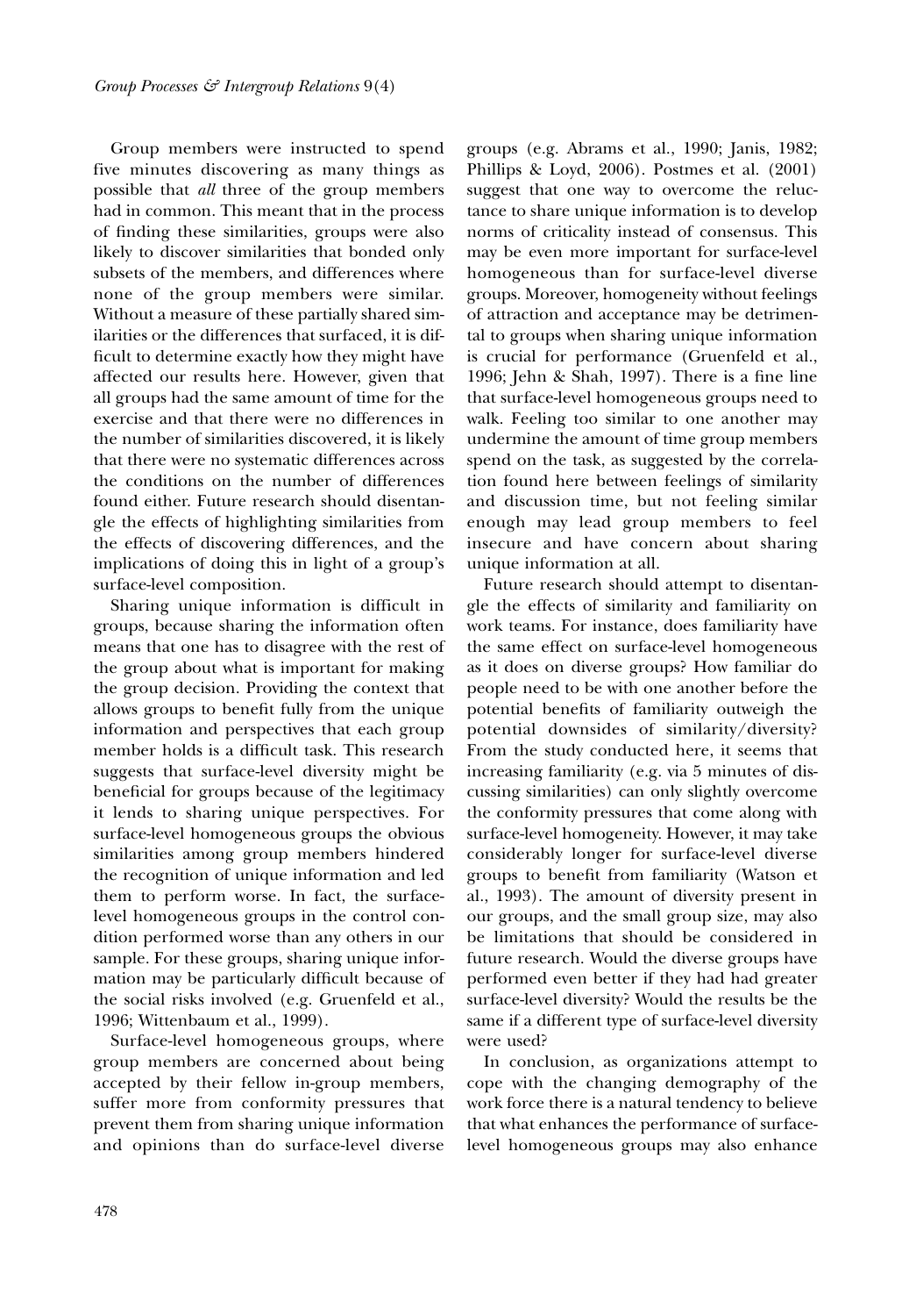Group members were instructed to spend five minutes discovering as many things as possible that *all* three of the group members had in common. This meant that in the process of finding these similarities, groups were also likely to discover similarities that bonded only subsets of the members, and differences where none of the group members were similar. Without a measure of these partially shared similarities or the differences that surfaced, it is difficult to determine exactly how they might have affected our results here. However, given that all groups had the same amount of time for the exercise and that there were no differences in the number of similarities discovered, it is likely that there were no systematic differences across the conditions on the number of differences found either. Future research should disentangle the effects of highlighting similarities from the effects of discovering differences, and the implications of doing this in light of a group's surface-level composition.

Sharing unique information is difficult in groups, because sharing the information often means that one has to disagree with the rest of the group about what is important for making the group decision. Providing the context that allows groups to benefit fully from the unique information and perspectives that each group member holds is a difficult task. This research suggests that surface-level diversity might be beneficial for groups because of the legitimacy it lends to sharing unique perspectives. For surface-level homogeneous groups the obvious similarities among group members hindered the recognition of unique information and led them to perform worse. In fact, the surface-level homogeneous groups in the control condition performed worse than any others in our sample. For these groups, sharing unique information may be particularly difficult because of the social risks involved (e.g. Gruenfeld et al., 1996; Wittenbaum et al., 1999).

Surface-level homogeneous groups, where group members are concerned about being accepted by their fellow in-group members, suffer more from conformity pressures that prevent them from sharing unique information and opinions than do surface-level diverse groups (e.g. Abrams et al., 1990; Janis, 1982; Phillips & Loyd, 2006). Postmes et al. (2001) suggest that one way to overcome the reluctance to share unique information is to develop norms of criticality instead of consensus. This may be even more important for surface-level homogeneous than for surface-level diverse groups. Moreover, homogeneity without feelings of attraction and acceptance may be detrimental to groups when sharing unique information is crucial for performance (Gruenfeld et al., 1996; Jehn & Shah, 1997). There is a fine line that surface-level homogeneous groups need to walk. Feeling too similar to one another may undermine the amount of time group members spend on the task, as suggested by the correlation found here between feelings of similarity and discussion time, but not feeling similar enough may lead group members to feel insecure and have concern about sharing unique information at all.

Future research should attempt to disentangle the effects of similarity and familiarity on work teams. For instance, does familiarity have the same effect on surface-level homogeneous as it does on diverse groups? How familiar do people need to be with one another before the potential benefits of familiarity outweigh the potential downsides of similarity/diversity? From the study conducted here, it seems that increasing familiarity (e.g. via 5 minutes of discussing similarities) can only slightly overcome the conformity pressures that come along with surface-level homogeneity. However, it may take considerably longer for surface-level diverse groups to benefit from familiarity (Watson et al., 1993). The amount of diversity present in our groups, and the small group size, may also be limitations that should be considered in future research. Would the diverse groups have performed even better if they had had greater surface-level diversity? Would the results be the same if a different type of surface-level diversity were used?

In conclusion, as organizations attempt to cope with the changing demography of the work force there is a natural tendency to believe that what enhances the performance of surface-level homogeneous groups may also enhance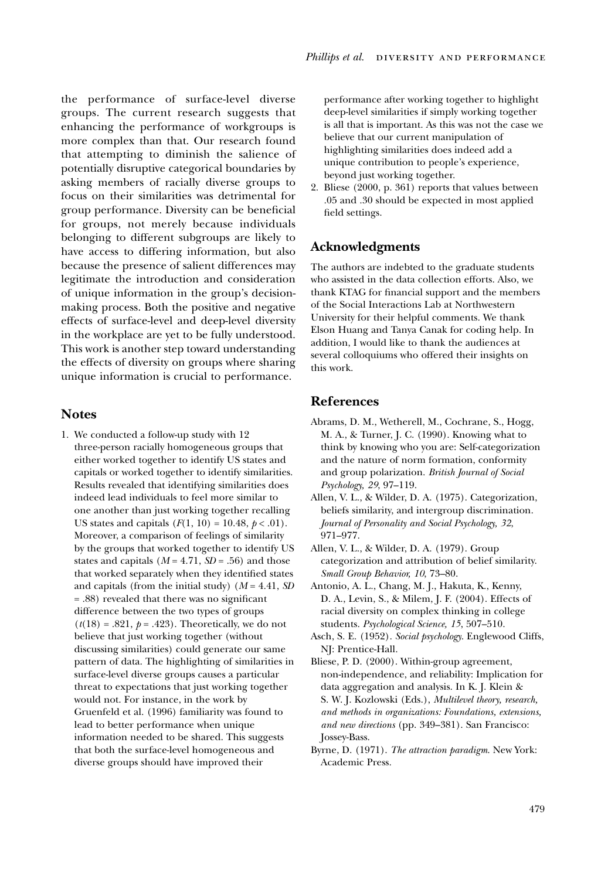the performance of surface-level diverse groups. The current research suggests that enhancing the performance of workgroups is more complex than that. Our research found that attempting to diminish the salience of potentially disruptive categorical boundaries by asking members of racially diverse groups to focus on their similarities was detrimental for group performance. Diversity can be beneficial for groups, not merely because individuals belonging to different subgroups are likely to have access to differing information, but also because the presence of salient differences may legitimate the introduction and consideration of unique information in the group's decision-making process. Both the positive and negative effects of surface-level and deep-level diversity in the workplace are yet to be fully understood. This work is another step toward understanding the effects of diversity on groups where sharing unique information is crucial to performance.

## Notes

1. We conducted a follow-up study with 12 three-person racially homogeneous groups that either worked together to identify US states and capitals or worked together to identify similarities. Results revealed that identifying similarities does indeed lead individuals to feel more similar to one another than just working together recalling US states and capitals ($F(1, 10) = 10.48$, $p < .01$). Moreover, a comparison of feelings of similarity by the groups that worked together to identify US states and capitals ($M = 4.71$, $SD = .56$) and those that worked separately when they identified states and capitals (from the initial study) ($M = 4.41$, $SD = .88$) revealed that there was no significant difference between the two types of groups ($t(18) = .821$, $p = .423$). Theoretically, we do not believe that just working together (without discussing similarities) could generate our same pattern of data. The highlighting of similarities in surface-level diverse groups causes a particular threat to expectations that just working together would not. For instance, in the work by Gruenfeld et al. (1996) familiarity was found to lead to better performance when unique information needed to be shared. This suggests that both the surface-level homogeneous and diverse groups should have improved their performance after working together to highlight deep-level similarities if simply working together is all that is important. As this was not the case we believe that our current manipulation of highlighting similarities does indeed add a unique contribution to people's experience, beyond just working together.
2. Bliese (2000, p. 361) reports that values between .05 and .30 should be expected in most applied field settings.

## Acknowledgments

The authors are indebted to the graduate students who assisted in the data collection efforts. Also, we thank KTAG for financial support and the members of the Social Interactions Lab at Northwestern University for their helpful comments. We thank Elson Huang and Tanya Canak for coding help. In addition, I would like to thank the audiences at several colloquiums who offered their insights on this work.

## References

Abrams, D. M., Wetherell, M., Cochrane, S., Hogg, M. A., & Turner, J. C. (1990). Knowing what to think by knowing who you are: Self-categorization and the nature of norm formation, conformity and group polarization. *British Journal of Social Psychology, 29*, 97–119.

Allen, V. L., & Wilder, D. A. (1975). Categorization, beliefs similarity, and intergroup discrimination. *Journal of Personality and Social Psychology, 32*, 971–977.

Allen, V. L., & Wilder, D. A. (1979). Group categorization and attribution of belief similarity. *Small Group Behavior, 10*, 73–80.

Antonio, A. L., Chang, M. J., Hakuta, K., Kenny, D. A., Levin, S., & Milem, J. F. (2004). Effects of racial diversity on complex thinking in college students. *Psychological Science, 15*, 507–510.

Asch, S. E. (1952). *Social psychology*. Englewood Cliffs, NJ: Prentice-Hall.

Bliese, P. D. (2000). Within-group agreement, non-independence, and reliability: Implication for data aggregation and analysis. In K. J. Klein & S. W. J. Kozlowski (Eds.), *Multilevel theory, research, and methods in organizations: Foundations, extensions, and new directions* (pp. 349–381). San Francisco: Jossey-Bass.

Byrne, D. (1971). *The attraction paradigm*. New York: Academic Press.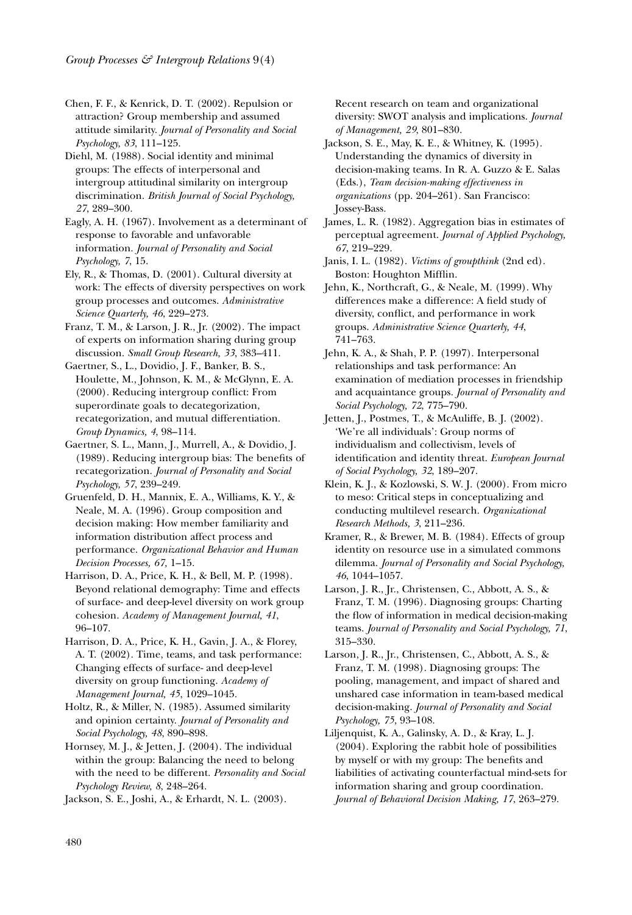Chen, F. F., & Kenrick, D. T. (2002). Repulsion or attraction? Group membership and assumed attitude similarity. *Journal of Personality and Social Psychology, 83*, 111–125.

Diehl, M. (1988). Social identity and minimal groups: The effects of interpersonal and intergroup attitudinal similarity on intergroup discrimination. *British Journal of Social Psychology, 27*, 289–300.

Eagly, A. H. (1967). Involvement as a determinant of response to favorable and unfavorable information. *Journal of Personality and Social Psychology, 7*, 15.

Ely, R., & Thomas, D. (2001). Cultural diversity at work: The effects of diversity perspectives on work group processes and outcomes. *Administrative Science Quarterly, 46*, 229–273.

Franz, T. M., & Larson, J. R., Jr. (2002). The impact of experts on information sharing during group discussion. *Small Group Research, 33*, 383–411.

Gaertner, S., L., Dovidio, J. F., Banker, B. S., Houlette, M., Johnson, K. M., & McGlynn, E. A. (2000). Reducing intergroup conflict: From superordinate goals to decategorization, recategorization, and mutual differentiation. *Group Dynamics, 4*, 98–114.

Gaertner, S. L., Mann, J., Murrell, A., & Dovidio, J. (1989). Reducing intergroup bias: The benefits of recategorization. *Journal of Personality and Social Psychology, 57*, 239–249.

Gruenfeld, D. H., Mannix, E. A., Williams, K. Y., & Neale, M. A. (1996). Group composition and decision making: How member familiarity and information distribution affect process and performance. *Organizational Behavior and Human Decision Processes, 67*, 1–15.

Harrison, D. A., Price, K. H., & Bell, M. P. (1998). Beyond relational demography: Time and effects of surface- and deep-level diversity on work group cohesion. *Academy of Management Journal, 41*, 96–107.

Harrison, D. A., Price, K. H., Gavin, J. A., & Florey, A. T. (2002). Time, teams, and task performance: Changing effects of surface- and deep-level diversity on group functioning. *Academy of Management Journal, 45*, 1029–1045.

Holtz, R., & Miller, N. (1985). Assumed similarity and opinion certainty. *Journal of Personality and Social Psychology, 48*, 890–898.

Hornsey, M. J., & Jetten, J. (2004). The individual within the group: Balancing the need to belong with the need to be different. *Personality and Social Psychology Review, 8*, 248–264.

Jackson, S. E., Joshi, A., & Erhardt, N. L. (2003). Recent research on team and organizational diversity: SWOT analysis and implications. *Journal of Management, 29*, 801–830.

Jackson, S. E., May, K. E., & Whitney, K. (1995). Understanding the dynamics of diversity in decision-making teams. In R. A. Guzzo & E. Salas (Eds.), *Team decision-making effectiveness in organizations* (pp. 204–261). San Francisco: Jossey-Bass.

James, L. R. (1982). Aggregation bias in estimates of perceptual agreement. *Journal of Applied Psychology, 67*, 219–229.

Janis, I. L. (1982). *Victims of groupthink* (2nd ed). Boston: Houghton Mifflin.

Jehn, K., Northcraft, G., & Neale, M. (1999). Why differences make a difference: A field study of diversity, conflict, and performance in work groups. *Administrative Science Quarterly, 44*, 741–763.

Jehn, K. A., & Shah, P. P. (1997). Interpersonal relationships and task performance: An examination of mediation processes in friendship and acquaintance groups. *Journal of Personality and Social Psychology, 72*, 775–790.

Jetten, J., Postmes, T., & McAuliffe, B. J. (2002). 'We're all individuals': Group norms of individualism and collectivism, levels of identification and identity threat. *European Journal of Social Psychology, 32*, 189–207.

Klein, K. J., & Kozlowski, S. W. J. (2000). From micro to meso: Critical steps in conceptualizing and conducting multilevel research. *Organizational Research Methods, 3*, 211–236.

Kramer, R., & Brewer, M. B. (1984). Effects of group identity on resource use in a simulated commons dilemma. *Journal of Personality and Social Psychology, 46*, 1044–1057.

Larson, J. R., Jr., Christensen, C., Abbott, A. S., & Franz, T. M. (1996). Diagnosing groups: Charting the flow of information in medical decision-making teams. *Journal of Personality and Social Psychology, 71*, 315–330.

Larson, J. R., Jr., Christensen, C., Abbott, A. S., & Franz, T. M. (1998). Diagnosing groups: The pooling, management, and impact of shared and unshared case information in team-based medical decision-making. *Journal of Personality and Social Psychology, 75*, 93–108.

Liljenquist, K. A., Galinsky, A. D., & Kray, L. J. (2004). Exploring the rabbit hole of possibilities by myself or with my group: The benefits and liabilities of activating counterfactual mind-sets for information sharing and group coordination. *Journal of Behavioral Decision Making, 17*, 263–279.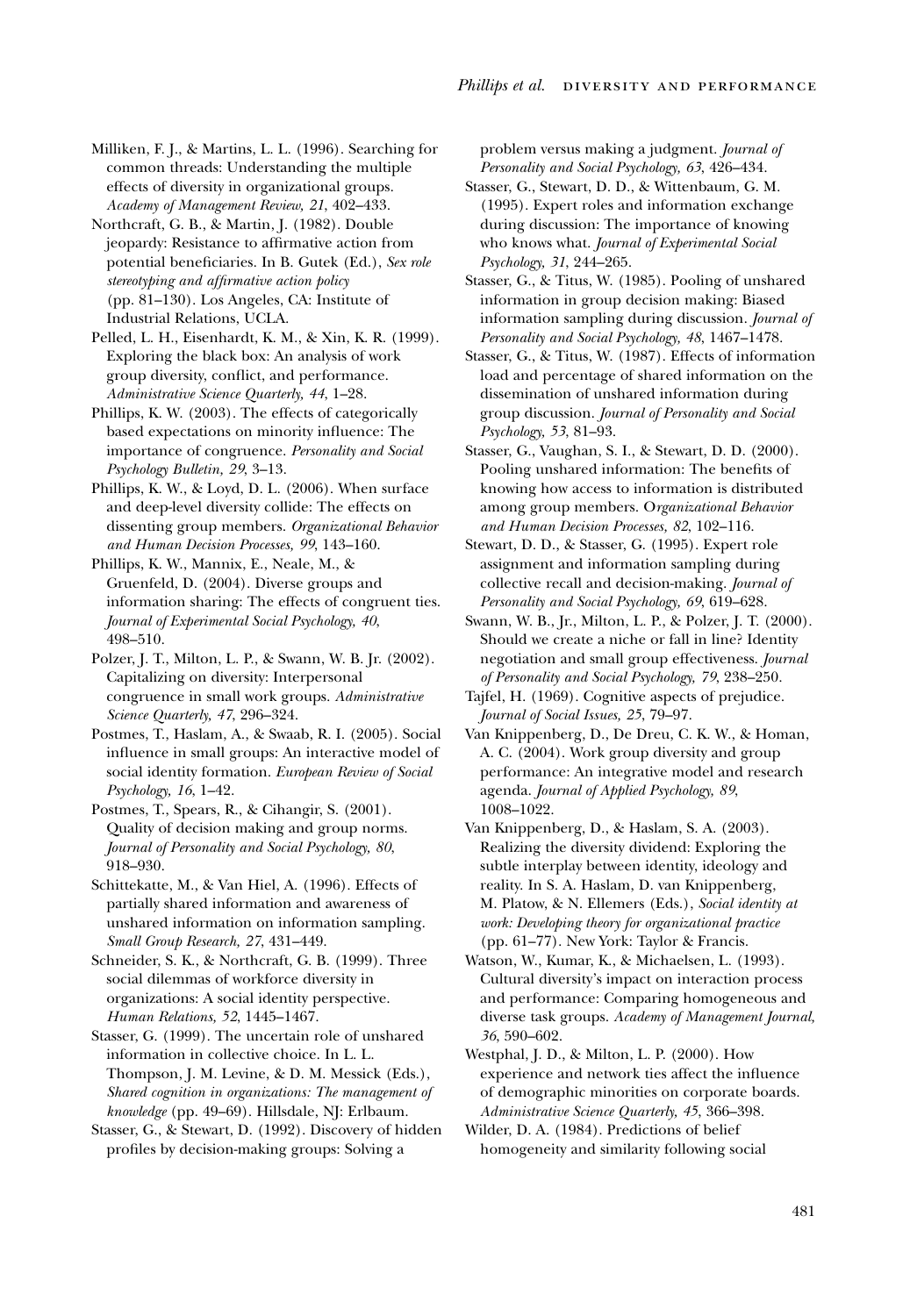Milliken, F. J., & Martins, L. L. (1996). Searching for common threads: Understanding the multiple effects of diversity in organizational groups. *Academy of Management Review, 21*, 402–433.

Northcraft, G. B., & Martin, J. (1982). Double jeopardy: Resistance to affirmative action from potential beneficiaries. In B. Gutek (Ed.), *Sex role stereotyping and affirmative action policy* (pp. 81–130). Los Angeles, CA: Institute of Industrial Relations, UCLA.

Pelled, L. H., Eisenhardt, K. M., & Xin, K. R. (1999). Exploring the black box: An analysis of work group diversity, conflict, and performance. *Administrative Science Quarterly, 44*, 1–28.

Phillips, K. W. (2003). The effects of categorically based expectations on minority influence: The importance of congruence. *Personality and Social Psychology Bulletin, 29*, 3–13.

Phillips, K. W., & Loyd, D. L. (2006). When surface and deep-level diversity collide: The effects on dissenting group members. *Organizational Behavior and Human Decision Processes, 99*, 143–160.

Phillips, K. W., Mannix, E., Neale, M., & Gruenfeld, D. (2004). Diverse groups and information sharing: The effects of congruent ties. *Journal of Experimental Social Psychology, 40*, 498–510.

Polzer, J. T., Milton, L. P., & Swann, W. B. Jr. (2002). Capitalizing on diversity: Interpersonal congruence in small work groups. *Administrative Science Quarterly, 47*, 296–324.

Postmes, T., Haslam, A., & Swaab, R. I. (2005). Social influence in small groups: An interactive model of social identity formation. *European Review of Social Psychology, 16*, 1–42.

Postmes, T., Spears, R., & Cihangir, S. (2001). Quality of decision making and group norms. *Journal of Personality and Social Psychology, 80*, 918–930.

Schittekatte, M., & Van Hiel, A. (1996). Effects of partially shared information and awareness of unshared information on information sampling. *Small Group Research, 27*, 431–449.

Schneider, S. K., & Northcraft, G. B. (1999). Three social dilemmas of workforce diversity in organizations: A social identity perspective. *Human Relations, 52*, 1445–1467.

Stasser, G. (1999). The uncertain role of unshared information in collective choice. In L. L. Thompson, J. M. Levine, & D. M. Messick (Eds.), *Shared cognition in organizations: The management of knowledge* (pp. 49–69). Hillsdale, NJ: Erlbaum.

Stasser, G., & Stewart, D. (1992). Discovery of hidden profiles by decision-making groups: Solving a problem versus making a judgment. *Journal of Personality and Social Psychology, 63*, 426–434.

Stasser, G., Stewart, D. D., & Wittenbaum, G. M. (1995). Expert roles and information exchange during discussion: The importance of knowing who knows what. *Journal of Experimental Social Psychology, 31*, 244–265.

Stasser, G., & Titus, W. (1985). Pooling of unshared information in group decision making: Biased information sampling during discussion. *Journal of Personality and Social Psychology, 48*, 1467–1478.

Stasser, G., & Titus, W. (1987). Effects of information load and percentage of shared information on the dissemination of unshared information during group discussion. *Journal of Personality and Social Psychology, 53*, 81–93.

Stasser, G., Vaughan, S. I., & Stewart, D. D. (2000). Pooling unshared information: The benefits of knowing how access to information is distributed among group members. *Organizational Behavior and Human Decision Processes, 82*, 102–116.

Stewart, D. D., & Stasser, G. (1995). Expert role assignment and information sampling during collective recall and decision-making. *Journal of Personality and Social Psychology, 69*, 619–628.

Swann, W. B., Jr., Milton, L. P., & Polzer, J. T. (2000). Should we create a niche or fall in line? Identity negotiation and small group effectiveness. *Journal of Personality and Social Psychology, 79*, 238–250.

Tajfel, H. (1969). Cognitive aspects of prejudice. *Journal of Social Issues, 25*, 79–97.

Van Knippenberg, D., De Dreu, C. K. W., & Homan, A. C. (2004). Work group diversity and group performance: An integrative model and research agenda. *Journal of Applied Psychology, 89*, 1008–1022.

Van Knippenberg, D., & Haslam, S. A. (2003). Realizing the diversity dividend: Exploring the subtle interplay between identity, ideology and reality. In S. A. Haslam, D. van Knippenberg, M. Platow, & N. Ellemers (Eds.), *Social identity at work: Developing theory for organizational practice* (pp. 61–77). New York: Taylor & Francis.

Watson, W., Kumar, K., & Michaelsen, L. (1993). Cultural diversity's impact on interaction process and performance: Comparing homogeneous and diverse task groups. *Academy of Management Journal, 36*, 590–602.

Westphal, J. D., & Milton, L. P. (2000). How experience and network ties affect the influence of demographic minorities on corporate boards. *Administrative Science Quarterly, 45*, 366–398.

Wilder, D. A. (1984). Predictions of belief homogeneity and similarity following social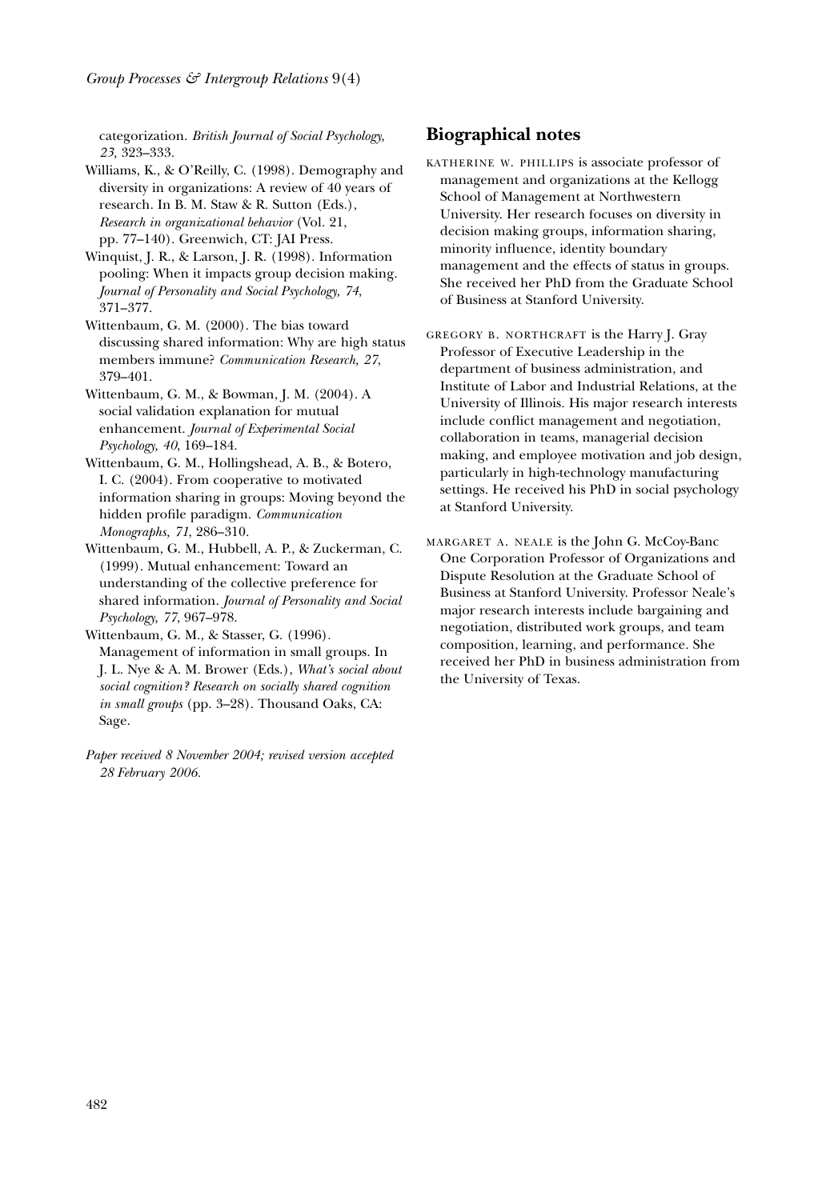categorization. *British Journal of Social Psychology, 23*, 323–333.

Williams, K., & O'Reilly, C. (1998). Demography and diversity in organizations: A review of 40 years of research. In B. M. Staw & R. Sutton (Eds.), *Research in organizational behavior* (Vol. 21, pp. 77–140). Greenwich, CT: JAI Press.

Winquist, J. R., & Larson, J. R. (1998). Information pooling: When it impacts group decision making. *Journal of Personality and Social Psychology, 74*, 371–377.

Wittenbaum, G. M. (2000). The bias toward discussing shared information: Why are high status members immune? *Communication Research, 27*, 379–401.

Wittenbaum, G. M., & Bowman, J. M. (2004). A social validation explanation for mutual enhancement. *Journal of Experimental Social Psychology, 40*, 169–184.

Wittenbaum, G. M., Hollingshead, A. B., & Botero, I. C. (2004). From cooperative to motivated information sharing in groups: Moving beyond the hidden profile paradigm. *Communication Monographs, 71*, 286–310.

Wittenbaum, G. M., Hubbell, A. P., & Zuckerman, C. (1999). Mutual enhancement: Toward an understanding of the collective preference for shared information. *Journal of Personality and Social Psychology, 77*, 967–978.

Wittenbaum, G. M., & Stasser, G. (1996). Management of information in small groups. In J. L. Nye & A. M. Brower (Eds.), *What's social about social cognition? Research on socially shared cognition in small groups* (pp. 3–28). Thousand Oaks, CA: Sage.

*Paper received 8 November 2004; revised version accepted 28 February 2006.*

## Biographical notes

KATHERINE W. PHILLIPS is associate professor of management and organizations at the Kellogg School of Management at Northwestern University. Her research focuses on diversity in decision making groups, information sharing, minority influence, identity boundary management and the effects of status in groups. She received her PhD from the Graduate School of Business at Stanford University.

GREGORY B. NORTHCRAFT is the Harry J. Gray Professor of Executive Leadership in the department of business administration, and Institute of Labor and Industrial Relations, at the University of Illinois. His major research interests include conflict management and negotiation, collaboration in teams, managerial decision making, and employee motivation and job design, particularly in high-technology manufacturing settings. He received his PhD in social psychology at Stanford University.

MARGARET A. NEALE is the John G. McCoy-Banc One Corporation Professor of Organizations and Dispute Resolution at the Graduate School of Business at Stanford University. Professor Neale's major research interests include bargaining and negotiation, distributed work groups, and team composition, learning, and performance. She received her PhD in business administration from the University of Texas.